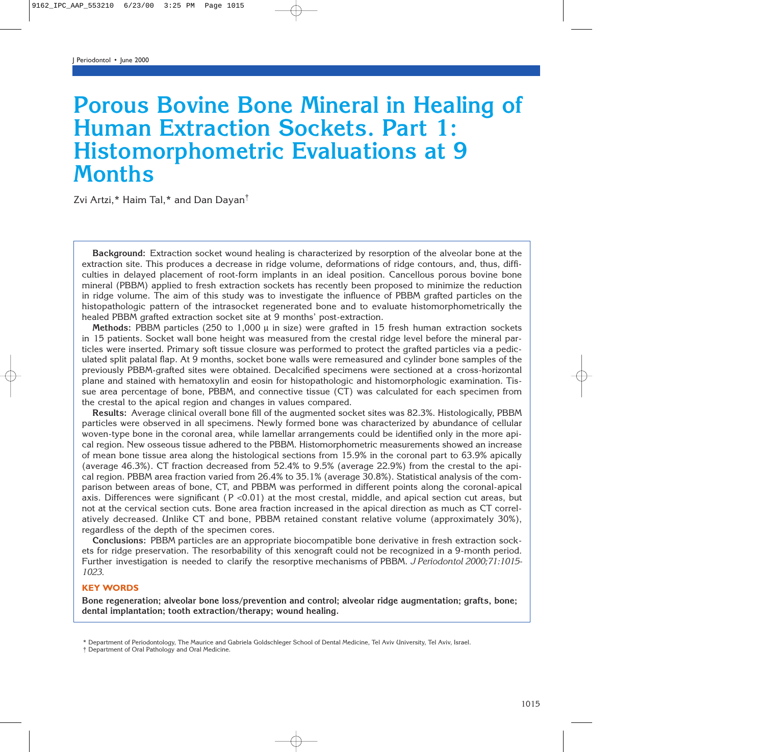# Porous Bovine Bone Mineral in Healing of Human Extraction Sockets. Part 1: Histomorphometric Evaluations at 9 Months

Zvi Artzi,* Haim Tal,* and Dan Dayan†

**Background:** Extraction socket wound healing is characterized by resorption of the alveolar bone at the extraction site. This produces a decrease in ridge volume, deformations of ridge contours, and, thus, difficulties in delayed placement of root-form implants in an ideal position. Cancellous porous bovine bone mineral (PBBM) applied to fresh extraction sockets has recently been proposed to minimize the reduction in ridge volume. The aim of this study was to investigate the influence of PBBM grafted particles on the histopathologic pattern of the intrasocket regenerated bone and to evaluate histomorphometrically the healed PBBM grafted extraction socket site at 9 months' post-extraction.

**Methods:** PBBM particles (250 to 1,000 μ in size) were grafted in 15 fresh human extraction sockets in 15 patients. Socket wall bone height was measured from the crestal ridge level before the mineral particles were inserted. Primary soft tissue closure was performed to protect the grafted particles via a pediculated split palatal flap. At 9 months, socket bone walls were remeasured and cylinder bone samples of the previously PBBM-grafted sites were obtained. Decalcified specimens were sectioned at a cross-horizontal plane and stained with hematoxylin and eosin for histopathologic and histomorphologic examination. Tissue area percentage of bone, PBBM, and connective tissue (CT) was calculated for each specimen from the crestal to the apical region and changes in values compared.

**Results:** Average clinical overall bone fill of the augmented socket sites was 82.3%. Histologically, PBBM particles were observed in all specimens. Newly formed bone was characterized by abundance of cellular woven-type bone in the coronal area, while lamellar arrangements could be identified only in the more apical region. New osseous tissue adhered to the PBBM. Histomorphometric measurements showed an increase of mean bone tissue area along the histological sections from 15.9% in the coronal part to 63.9% apically (average 46.3%). CT fraction decreased from 52.4% to 9.5% (average 22.9%) from the crestal to the apical region. PBBM area fraction varied from 26.4% to 35.1% (average 30.8%). Statistical analysis of the comparison between areas of bone, CT, and PBBM was performed in different points along the coronal-apical axis. Differences were significant ($P < 0.01$) at the most crestal, middle, and apical section cut areas, but not at the cervical section cuts. Bone area fraction increased in the apical direction as much as CT correlatively decreased. Unlike CT and bone, PBBM retained constant relative volume (approximately 30%), regardless of the depth of the specimen cores.

**Conclusions:** PBBM particles are an appropriate biocompatible bone derivative in fresh extraction sockets for ridge preservation. The resorbability of this xenograft could not be recognized in a 9-month period. Further investigation is needed to clarify the resorptive mechanisms of PBBM. *J Periodontol 2000;71:1015-1023.*

**KEY WORDS**

**Bone regeneration; alveolar bone loss/prevention and control; alveolar ridge augmentation; grafts, bone; dental implantation; tooth extraction/therapy; wound healing.**

\* Department of Periodontology, The Maurice and Gabriela Goldschleger School of Dental Medicine, Tel Aviv University, Tel Aviv, Israel.
† Department of Oral Pathology and Oral Medicine.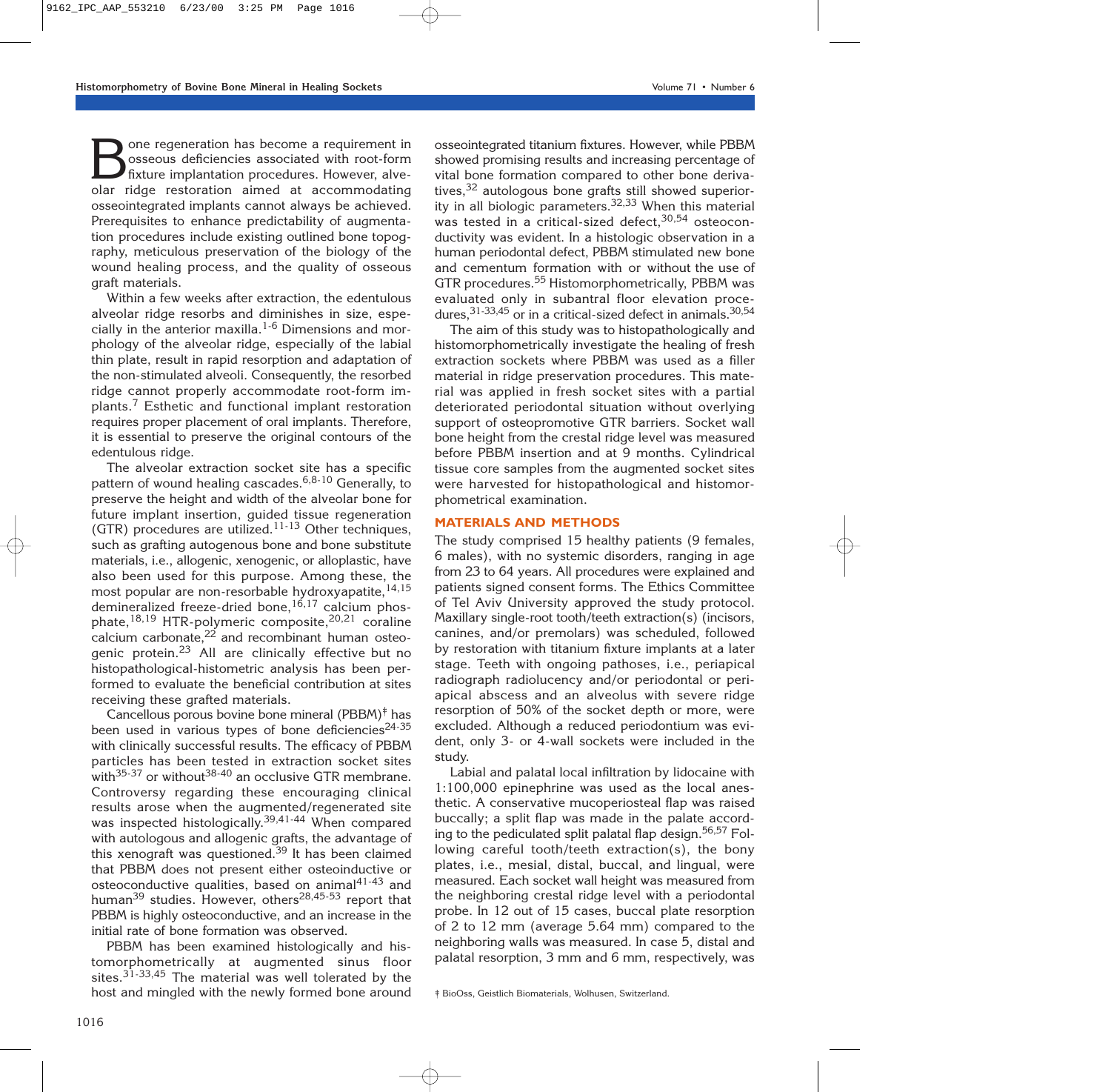Bone regeneration has become a requirement in osseous deficiencies associated with root-form fixture implantation procedures. However, alveolar ridge restoration aimed at accommodating osseointegrated implants cannot always be achieved. Prerequisites to enhance predictability of augmentation procedures include existing outlined bone topography, meticulous preservation of the biology of the wound healing process, and the quality of osseous graft materials.

Within a few weeks after extraction, the edentulous alveolar ridge resorbs and diminishes in size, especially in the anterior maxilla.[1-6] Dimensions and morphology of the alveolar ridge, especially of the labial thin plate, result in rapid resorption and adaptation of the non-stimulated alveoli. Consequently, the resorbed ridge cannot properly accommodate root-form implants.[7] Esthetic and functional implant restoration requires proper placement of oral implants. Therefore, it is essential to preserve the original contours of the edentulous ridge.

The alveolar extraction socket site has a specific pattern of wound healing cascades.[6,8-10] Generally, to preserve the height and width of the alveolar bone for future implant insertion, guided tissue regeneration (GTR) procedures are utilized.[11-13] Other techniques, such as grafting autogenous bone and bone substitute materials, i.e., allogenic, xenogenic, or alloplastic, have also been used for this purpose. Among these, the most popular are non-resorbable hydroxyapatite,[14,15] demineralized freeze-dried bone,[16,17] calcium phosphate,[18,19] HTR-polymeric composite,[20,21] coraline calcium carbonate,[22] and recombinant human osteogenic protein.[23] All are clinically effective but no histopathological-histometric analysis has been performed to evaluate the beneficial contribution at sites receiving these grafted materials.

Cancellous porous bovine bone mineral (PBBM)[‡] has been used in various types of bone deficiencies[24-35] with clinically successful results. The efficacy of PBBM particles has been tested in extraction socket sites with[35-37] or without[38-40] an occlusive GTR membrane. Controversy regarding these encouraging clinical results arose when the augmented/regenerated site was inspected histologically.[39,41-44] When compared with autologous and allogenic grafts, the advantage of this xenograft was questioned.[39] It has been claimed that PBBM does not present either osteoinductive or osteoconductive qualities, based on animal[41-43] and human[39] studies. However, others[28,45-53] report that PBBM is highly osteoconductive, and an increase in the initial rate of bone formation was observed.

PBBM has been examined histologically and histomorphometrically at augmented sinus floor sites.[31-33,45] The material was well tolerated by the host and mingled with the newly formed bone around osseointegrated titanium fixtures. However, while PBBM showed promising results and increasing percentage of vital bone formation compared to other bone derivatives,[32] autologous bone grafts still showed superiority in all biologic parameters.[32,33] When this material was tested in a critical-sized defect,[30,54] osteoconductivity was evident. In a histologic observation in a human periodontal defect, PBBM stimulated new bone and cementum formation with or without the use of GTR procedures.[55] Histomorphometrically, PBBM was evaluated only in subantral floor elevation procedures,[31-33,45] or in a critical-sized defect in animals.[30,54]

The aim of this study was to histopathologically and histomorphometrically investigate the healing of fresh extraction sockets where PBBM was used as a filler material in ridge preservation procedures. This material was applied in fresh socket sites with a partial deteriorated periodontal situation without overlying support of osteopromotive GTR barriers. Socket wall bone height from the crestal ridge level was measured before PBBM insertion and at 9 months. Cylindrical tissue core samples from the augmented socket sites were harvested for histopathological and histomorphometrical examination.

## MATERIALS AND METHODS

The study comprised 15 healthy patients (9 females, 6 males), with no systemic disorders, ranging in age from 23 to 64 years. All procedures were explained and patients signed consent forms. The Ethics Committee of Tel Aviv University approved the study protocol. Maxillary single-root tooth/teeth extraction(s) (incisors, canines, and/or premolars) was scheduled, followed by restoration with titanium fixture implants at a later stage. Teeth with ongoing pathoses, i.e., periapical radiograph radiolucency and/or periodontal or periapical abscess and an alveolus with severe ridge resorption of 50% of the socket depth or more, were excluded. Although a reduced periodontium was evident, only 3- or 4-wall sockets were included in the study.

Labial and palatal local infiltration by lidocaine with 1:100,000 epinephrine was used as the local anesthetic. A conservative mucoperiosteal flap was raised buccally; a split flap was made in the palate according to the pediculated split palatal flap design.[56,57] Following careful tooth/teeth extraction(s), the bony plates, i.e., mesial, distal, buccal, and lingual, were measured. Each socket wall height was measured from the neighboring crestal ridge level with a periodontal probe. In 12 out of 15 cases, buccal plate resorption of 2 to 12 mm (average 5.64 mm) compared to the neighboring walls was measured. In case 5, distal and palatal resorption, 3 mm and 6 mm, respectively, was

‡ BioOss, Geistlich Biomaterials, Wolhusen, Switzerland.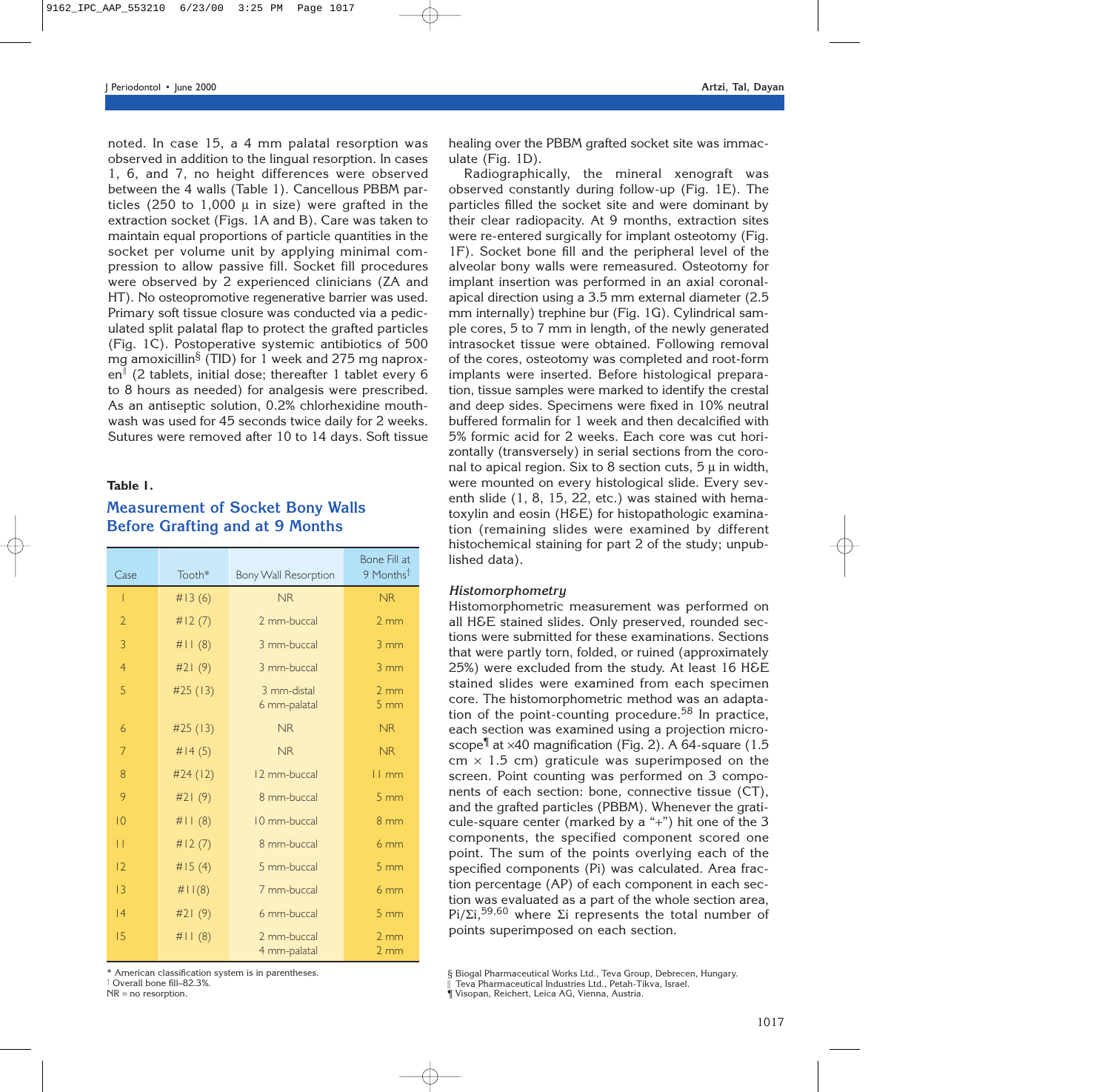noted. In case 15, a 4 mm palatal resorption was observed in addition to the lingual resorption. In cases 1, 6, and 7, no height differences were observed between the 4 walls (Table 1). Cancellous PBBM particles (250 to 1,000 µ in size) were grafted in the extraction socket (Figs. 1A and B). Care was taken to maintain equal proportions of particle quantities in the socket per volume unit by applying minimal compression to allow passive fill. Socket fill procedures were observed by 2 experienced clinicians (ZA and HT). No osteopromotive regenerative barrier was used. Primary soft tissue closure was conducted via a pediculated split palatal flap to protect the grafted particles (Fig. 1C). Postoperative systemic antibiotics of 500 mg amoxicillin[§] (TID) for 1 week and 275 mg naproxen[‖] (2 tablets, initial dose; thereafter 1 tablet every 6 to 8 hours as needed) for analgesia were prescribed. As an antiseptic solution, 0.2% chlorhexidine mouthwash was used for 45 seconds twice daily for 2 weeks. Sutures were removed after 10 to 14 days. Soft tissue healing over the PBBM grafted socket site was immaculate (Fig. 1D).

**Table 1.**

## Measurement of Socket Bony Walls Before Grafting and at 9 Months

| Case | Tooth* | Bony Wall Resorption | Bone Fill at 9 Months† |
|---|---|---|---|
| 1 | #13 (6) | NR | NR |
| 2 | #12 (7) | 2 mm-buccal | 2 mm |
| 3 | #11 (8) | 3 mm-buccal | 3 mm |
| 4 | #21 (9) | 3 mm-buccal | 3 mm |
| 5 | #25 (13) | 3 mm-distal<br>6 mm-palatal | 2 mm<br>5 mm |
| 6 | #25 (13) | NR | NR |
| 7 | #14 (5) | NR | NR |
| 8 | #24 (12) | 12 mm-buccal | 11 mm |
| 9 | #21 (9) | 8 mm-buccal | 5 mm |
| 10 | #11 (8) | 10 mm-buccal | 8 mm |
| 11 | #12 (7) | 8 mm-buccal | 6 mm |
| 12 | #15 (4) | 5 mm-buccal | 5 mm |
| 13 | #11(8) | 7 mm-buccal | 6 mm |
| 14 | #21 (9) | 6 mm-buccal | 5 mm |
| 15 | #11 (8) | 2 mm-buccal<br>4 mm-palatal | 2 mm<br>2 mm |

\* American classification system is in parentheses.
† Overall bone fill–82.3%.
NR = no resorption.

Radiographically, the mineral xenograft was observed constantly during follow-up (Fig. 1E). The particles filled the socket site and were dominant by their clear radiopacity. At 9 months, extraction sites were re-entered surgically for implant osteotomy (Fig. 1F). Socket bone fill and the peripheral level of the alveolar bony walls were remeasured. Osteotomy for implant insertion was performed in an axial coronal-apical direction using a 3.5 mm external diameter (2.5 mm internally) trephine bur (Fig. 1G). Cylindrical sample cores, 5 to 7 mm in length, of the newly generated intrasocket tissue were obtained. Following removal of the cores, osteotomy was completed and root-form implants were inserted. Before histological preparation, tissue samples were marked to identify the crestal and deep sides. Specimens were fixed in 10% neutral buffered formalin for 1 week and then decalcified with 5% formic acid for 2 weeks. Each core was cut horizontally (transversely) in serial sections from the coronal to apical region. Six to 8 section cuts, 5 µ in width, were mounted on every histological slide. Every seventh slide (1, 8, 15, 22, etc.) was stained with hematoxylin and eosin (H&E) for histopathologic examination (remaining slides were examined by different histochemical staining for part 2 of the study; unpublished data).

### *Histomorphometry*

Histomorphometric measurement was performed on all H&E stained slides. Only preserved, rounded sections were submitted for these examinations. Sections that were partly torn, folded, or ruined (approximately 25%) were excluded from the study. At least 16 H&E stained slides were examined from each specimen core. The histomorphometric method was an adaptation of the point-counting procedure.[58] In practice, each section was examined using a projection microscope[¶] at ×40 magnification (Fig. 2). A 64-square (1.5 cm × 1.5 cm) graticule was superimposed on the screen. Point counting was performed on 3 components of each section: bone, connective tissue (CT), and the grafted particles (PBBM). Whenever the graticule-square center (marked by a "+") hit one of the 3 components, the specified component scored one point. The sum of the points overlying each of the specified components (Pi) was calculated. Area fraction percentage (AP) of each component in each section was evaluated as a part of the whole section area, $Pi/\Sigma i$,[59,60] where $\Sigma i$ represents the total number of points superimposed on each section.

§ Biogal Pharmaceutical Works Ltd., Teva Group, Debrecen, Hungary.
‖ Teva Pharmaceutical Industries Ltd., Petah-Tikva, Israel.
¶ Visopan, Reichert, Leica AG, Vienna, Austria.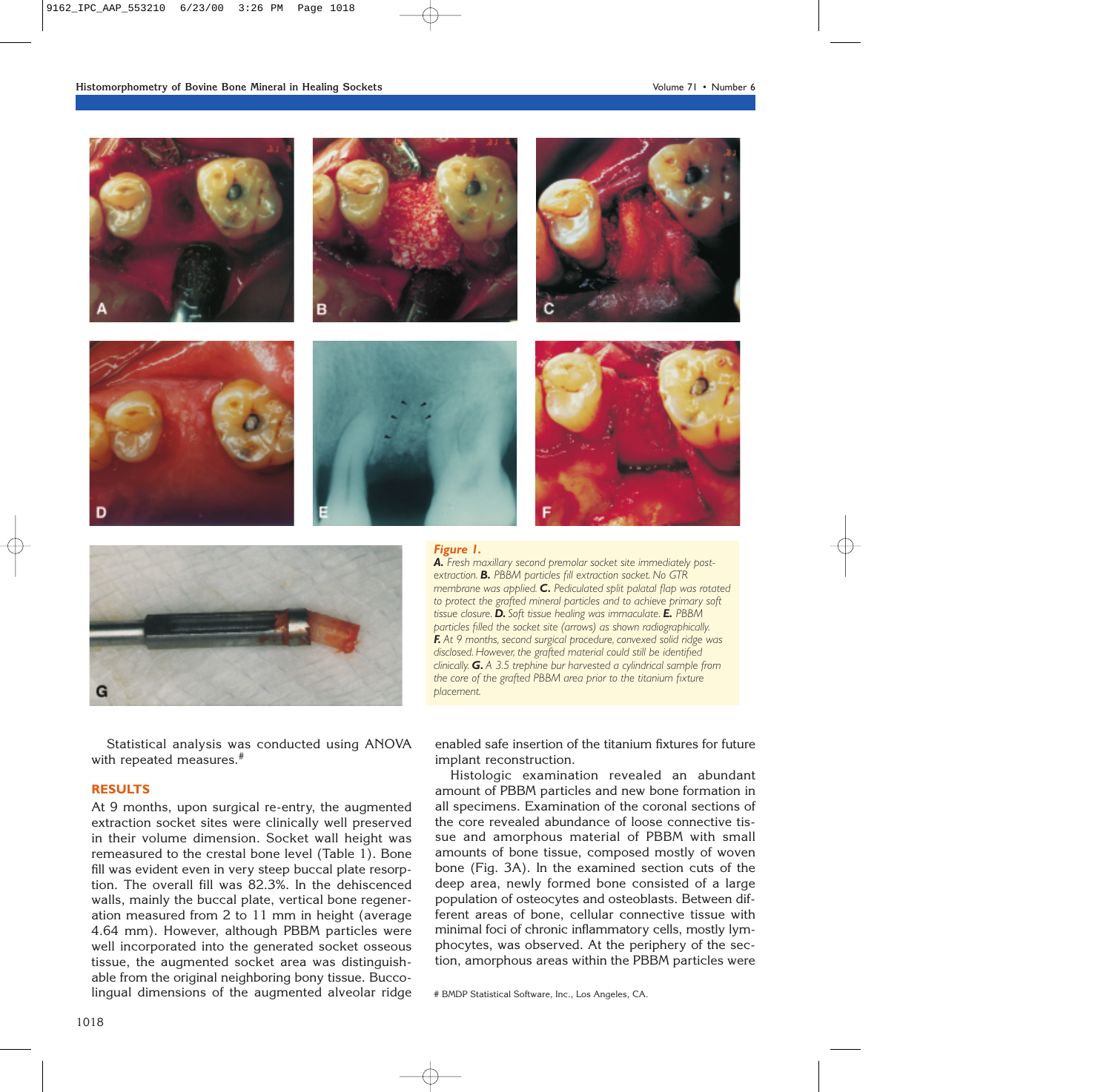*Figure 1.*
***A.*** *Fresh maxillary second premolar socket site immediately post-extraction.* ***B.*** *PBBM particles fill extraction socket. No GTR membrane was applied.* ***C.*** *Pediculated split palatal flap was rotated to protect the grafted mineral particles and to achieve primary soft tissue closure.* ***D.*** *Soft tissue healing was immaculate.* ***E.*** *PBBM particles filled the socket site (arrows) as shown radiographically.* ***F.*** *At 9 months, second surgical procedure, convexed solid ridge was disclosed. However, the grafted material could still be identified clinically.* ***G.*** *A 3.5 trephine bur harvested a cylindrical sample from the core of the grafted PBBM area prior to the titanium fixture placement.*

Statistical analysis was conducted using ANOVA with repeated measures.#

## RESULTS

At 9 months, upon surgical re-entry, the augmented extraction socket sites were clinically well preserved in their volume dimension. Socket wall height was remeasured to the crestal bone level (Table 1). Bone fill was evident even in very steep buccal plate resorption. The overall fill was 82.3%. In the dehiscenced walls, mainly the buccal plate, vertical bone regeneration measured from 2 to 11 mm in height (average 4.64 mm). However, although PBBM particles were well incorporated into the generated socket osseous tissue, the augmented socket area was distinguishable from the original neighboring bony tissue. Buccolingual dimensions of the augmented alveolar ridge enabled safe insertion of the titanium fixtures for future implant reconstruction.

Histologic examination revealed an abundant amount of PBBM particles and new bone formation in all specimens. Examination of the coronal sections of the core revealed abundance of loose connective tissue and amorphous material of PBBM with small amounts of bone tissue, composed mostly of woven bone (Fig. 3A). In the examined section cuts of the deep area, newly formed bone consisted of a large population of osteocytes and osteoblasts. Between different areas of bone, cellular connective tissue with minimal foci of chronic inflammatory cells, mostly lymphocytes, was observed. At the periphery of the section, amorphous areas within the PBBM particles were

# BMDP Statistical Software, Inc., Los Angeles, CA.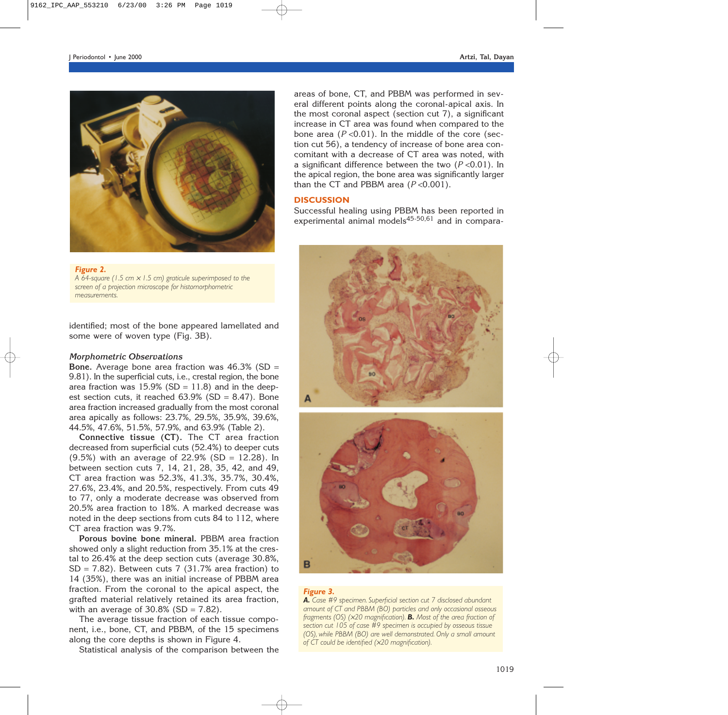**Figure 2.**
*A 64-square (1.5 cm × 1.5 cm) graticule superimposed to the screen of a projection microscope for histomorphometric measurements.*

identified; most of the bone appeared lamellated and some were of woven type (Fig. 3B).

### *Morphometric Observations*

**Bone.** Average bone area fraction was 46.3% (SD = 9.81). In the superficial cuts, i.e., crestal region, the bone area fraction was 15.9% (SD = 11.8) and in the deepest section cuts, it reached 63.9% (SD = 8.47). Bone area fraction increased gradually from the most coronal area apically as follows: 23.7%, 29.5%, 35.9%, 39.6%, 44.5%, 47.6%, 51.5%, 57.9%, and 63.9% (Table 2).

**Connective tissue (CT).** The CT area fraction decreased from superficial cuts (52.4%) to deeper cuts (9.5%) with an average of 22.9% (SD = 12.28). In between section cuts 7, 14, 21, 28, 35, 42, and 49, CT area fraction was 52.3%, 41.3%, 35.7%, 30.4%, 27.6%, 23.4%, and 20.5%, respectively. From cuts 49 to 77, only a moderate decrease was observed from 20.5% area fraction to 18%. A marked decrease was noted in the deep sections from cuts 84 to 112, where CT area fraction was 9.7%.

**Porous bovine bone mineral.** PBBM area fraction showed only a slight reduction from 35.1% at the crestal to 26.4% at the deep section cuts (average 30.8%, SD = 7.82). Between cuts 7 (31.7% area fraction) to 14 (35%), there was an initial increase of PBBM area fraction. From the coronal to the apical aspect, the grafted material relatively retained its area fraction, with an average of 30.8% (SD = 7.82).

The average tissue fraction of each tissue component, i.e., bone, CT, and PBBM, of the 15 specimens along the core depths is shown in Figure 4.

Statistical analysis of the comparison between the areas of bone, CT, and PBBM was performed in several different points along the coronal-apical axis. In the most coronal aspect (section cut 7), a significant increase in CT area was found when compared to the bone area ($P < 0.01$). In the middle of the core (section cut 56), a tendency of increase of bone area concomitant with a decrease of CT area was noted, with a significant difference between the two ($P < 0.01$). In the apical region, the bone area was significantly larger than the CT and PBBM area ($P < 0.001$).

## DISCUSSION

Successful healing using PBBM has been reported in experimental animal models[45-50,61] and in compara-

**Figure 3.**
***A.*** *Case #9 specimen. Superficial section cut 7 disclosed abundant amount of CT and PBBM (BO) particles and only occasional osseous fragments (OS) (×20 magnification).* ***B.*** *Most of the area fraction of section cut 105 of case #9 specimen is occupied by osseous tissue (OS), while PBBM (BO) are well demonstrated. Only a small amount of CT could be identified (×20 magnification).*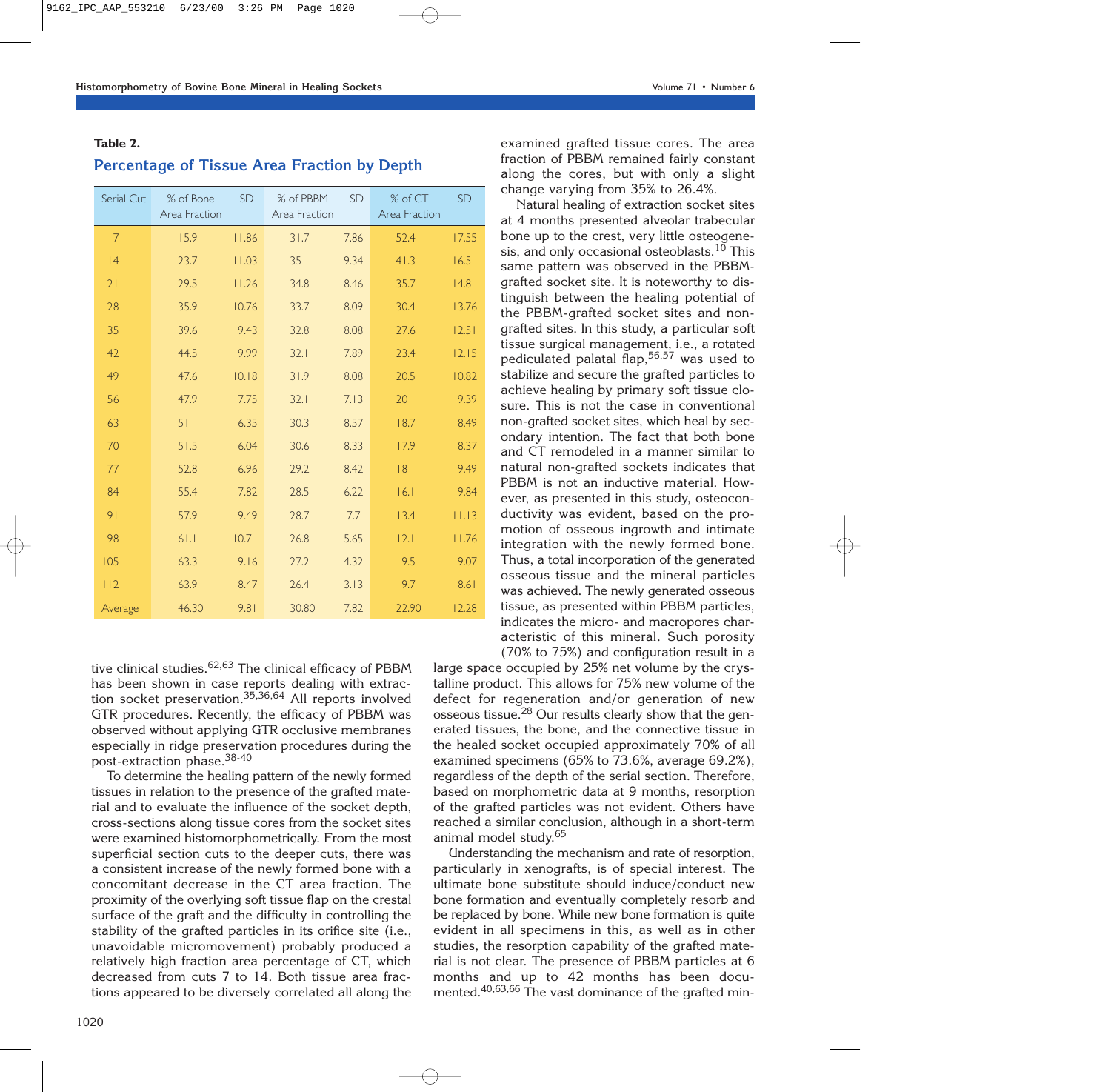**Table 2.**

### Percentage of Tissue Area Fraction by Depth

| Serial Cut | % of Bone Area Fraction | SD | % of PBBM Area Fraction | SD | % of CT Area Fraction | SD |
|---|---|---|---|---|---|---|
| 7 | 15.9 | 11.86 | 31.7 | 7.86 | 52.4 | 17.55 |
| 14 | 23.7 | 11.03 | 35 | 9.34 | 41.3 | 16.5 |
| 21 | 29.5 | 11.26 | 34.8 | 8.46 | 35.7 | 14.8 |
| 28 | 35.9 | 10.76 | 33.7 | 8.09 | 30.4 | 13.76 |
| 35 | 39.6 | 9.43 | 32.8 | 8.08 | 27.6 | 12.51 |
| 42 | 44.5 | 9.99 | 32.1 | 7.89 | 23.4 | 12.15 |
| 49 | 47.6 | 10.18 | 31.9 | 8.08 | 20.5 | 10.82 |
| 56 | 47.9 | 7.75 | 32.1 | 7.13 | 20 | 9.39 |
| 63 | 51 | 6.35 | 30.3 | 8.57 | 18.7 | 8.49 |
| 70 | 51.5 | 6.04 | 30.6 | 8.33 | 17.9 | 8.37 |
| 77 | 52.8 | 6.96 | 29.2 | 8.42 | 18 | 9.49 |
| 84 | 55.4 | 7.82 | 28.5 | 6.22 | 16.1 | 9.84 |
| 91 | 57.9 | 9.49 | 28.7 | 7.7 | 13.4 | 11.13 |
| 98 | 61.1 | 10.7 | 26.8 | 5.65 | 12.1 | 11.76 |
| 105 | 63.3 | 9.16 | 27.2 | 4.32 | 9.5 | 9.07 |
| 112 | 63.9 | 8.47 | 26.4 | 3.13 | 9.7 | 8.61 |
| Average | 46.30 | 9.81 | 30.80 | 7.82 | 22.90 | 12.28 |

tive clinical studies.[62,63] The clinical efficacy of PBBM has been shown in case reports dealing with extraction socket preservation.[35,36,64] All reports involved GTR procedures. Recently, the efficacy of PBBM was observed without applying GTR occlusive membranes especially in ridge preservation procedures during the post-extraction phase.[38-40]

To determine the healing pattern of the newly formed tissues in relation to the presence of the grafted material and to evaluate the influence of the socket depth, cross-sections along tissue cores from the socket sites were examined histomorphometrically. From the most superficial section cuts to the deeper cuts, there was a consistent increase of the newly formed bone with a concomitant decrease in the CT area fraction. The proximity of the overlying soft tissue flap on the crestal surface of the graft and the difficulty in controlling the stability of the grafted particles in its orifice site (i.e., unavoidable micromovement) probably produced a relatively high fraction area percentage of CT, which decreased from cuts 7 to 14. Both tissue area fractions appeared to be diversely correlated all along the examined grafted tissue cores. The area fraction of PBBM remained fairly constant along the cores, but with only a slight change varying from 35% to 26.4%.

Natural healing of extraction socket sites at 4 months presented alveolar trabecular bone up to the crest, very little osteogenesis, and only occasional osteoblasts.[10] This same pattern was observed in the PBBM-grafted socket site. It is noteworthy to distinguish between the healing potential of the PBBM-grafted socket sites and non-grafted sites. In this study, a particular soft tissue surgical management, i.e., a rotated pediculated palatal flap,[56,57] was used to stabilize and secure the grafted particles to achieve healing by primary soft tissue closure. This is not the case in conventional non-grafted socket sites, which heal by secondary intention. The fact that both bone and CT remodeled in a manner similar to natural non-grafted sockets indicates that PBBM is not an inductive material. However, as presented in this study, osteoconductivity was evident, based on the promotion of osseous ingrowth and intimate integration with the newly formed bone. Thus, a total incorporation of the generated osseous tissue and the mineral particles was achieved. The newly generated osseous tissue, as presented within PBBM particles, indicates the micro- and macropores characteristic of this mineral. Such porosity (70% to 75%) and configuration result in a large space occupied by 25% net volume by the crystalline product. This allows for 75% new volume of the defect for regeneration and/or generation of new osseous tissue.[28] Our results clearly show that the generated tissues, the bone, and the connective tissue in the healed socket occupied approximately 70% of all examined specimens (65% to 73.6%, average 69.2%), regardless of the depth of the serial section. Therefore, based on morphometric data at 9 months, resorption of the grafted particles was not evident. Others have reached a similar conclusion, although in a short-term animal model study.[65]

Understanding the mechanism and rate of resorption, particularly in xenografts, is of special interest. The ultimate bone substitute should induce/conduct new bone formation and eventually completely resorb and be replaced by bone. While new bone formation is quite evident in all specimens in this, as well as in other studies, the resorption capability of the grafted material is not clear. The presence of PBBM particles at 6 months and up to 42 months has been documented.[40,63,66] The vast dominance of the grafted min-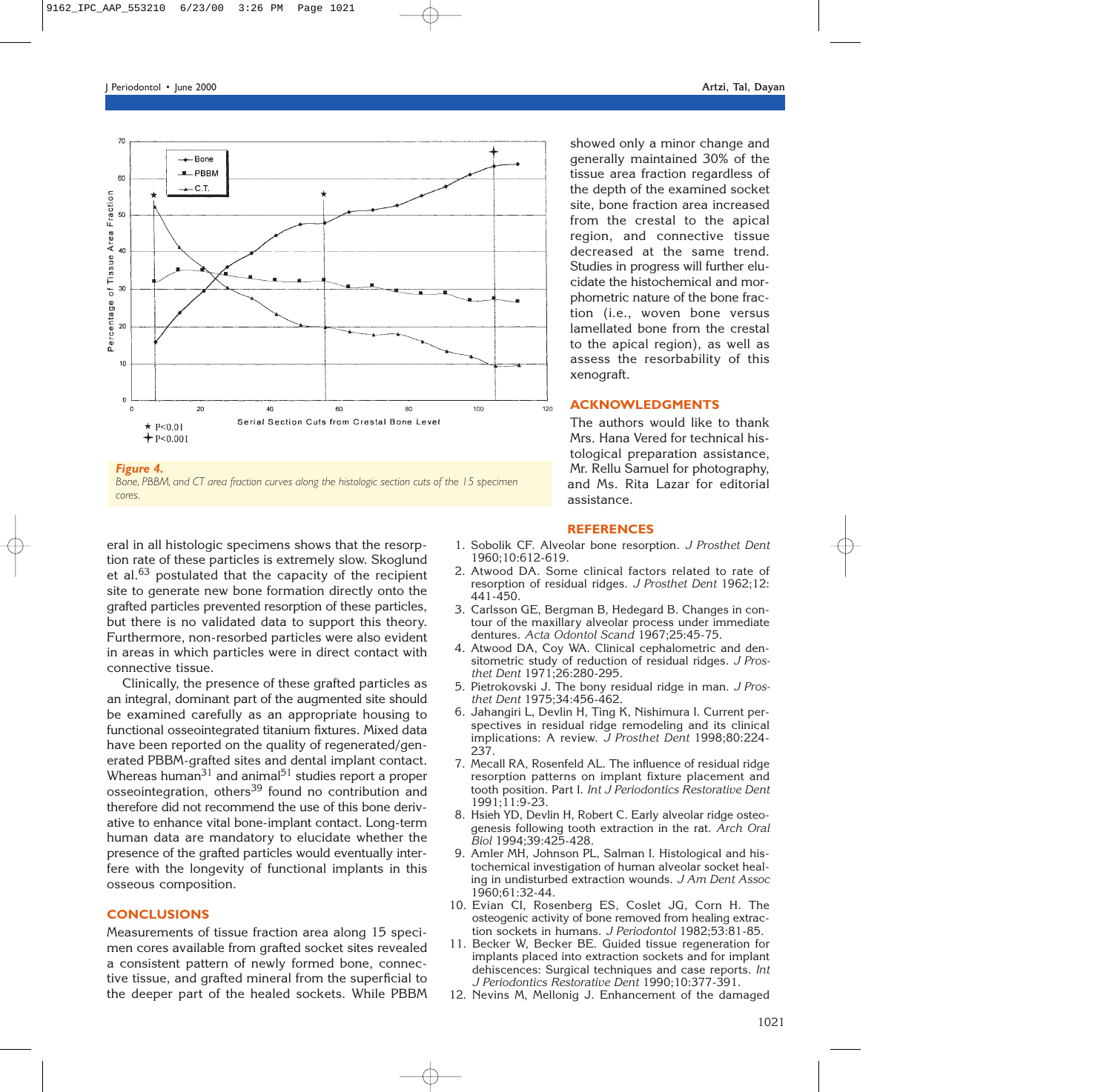Figure 4.
Bone, PBBM, and CT area fraction curves along the histologic section cuts of the 15 specimen cores.

eral in all histologic specimens shows that the resorption rate of these particles is extremely slow. Skoglund et al.[63] postulated that the capacity of the recipient site to generate new bone formation directly onto the grafted particles prevented resorption of these particles, but there is no validated data to support this theory. Furthermore, non-resorbed particles were also evident in areas in which particles were in direct contact with connective tissue.

Clinically, the presence of these grafted particles as an integral, dominant part of the augmented site should be examined carefully as an appropriate housing to functional osseointegrated titanium fixtures. Mixed data have been reported on the quality of regenerated/generated PBBM-grafted sites and dental implant contact. Whereas human[31] and animal[51] studies report a proper osseointegration, others[39] found no contribution and therefore did not recommend the use of this bone derivative to enhance vital bone-implant contact. Long-term human data are mandatory to elucidate whether the presence of the grafted particles would eventually interfere with the longevity of functional implants in this osseous composition.

## CONCLUSIONS

Measurements of tissue fraction area along 15 specimen cores available from grafted socket sites revealed a consistent pattern of newly formed bone, connective tissue, and grafted mineral from the superficial to the deeper part of the healed sockets. While PBBM showed only a minor change and generally maintained 30% of the tissue area fraction regardless of the depth of the examined socket site, bone fraction area increased from the crestal to the apical region, and connective tissue decreased at the same trend. Studies in progress will further elucidate the histochemical and morphometric nature of the bone fraction (i.e., woven bone versus lamellated bone from the crestal to the apical region), as well as assess the resorbability of this xenograft.

## ACKNOWLEDGMENTS

The authors would like to thank Mrs. Hana Vered for technical histological preparation assistance, Mr. Rellu Samuel for photography, and Ms. Rita Lazar for editorial assistance.

## REFERENCES

1. Sobolik CF. Alveolar bone resorption. *J Prosthet Dent* 1960;10:612-619.
2. Atwood DA. Some clinical factors related to rate of resorption of residual ridges. *J Prosthet Dent* 1962;12: 441-450.
3. Carlsson GE, Bergman B, Hedegard B. Changes in contour of the maxillary alveolar process under immediate dentures. *Acta Odontol Scand* 1967;25:45-75.
4. Atwood DA, Coy WA. Clinical cephalometric and densitometric study of reduction of residual ridges. *J Prosthet Dent* 1971;26:280-295.
5. Pietrokovski J. The bony residual ridge in man. *J Prosthet Dent* 1975;34:456-462.
6. Jahangiri L, Devlin H, Ting K, Nishimura I. Current perspectives in residual ridge remodeling and its clinical implications: A review. *J Prosthet Dent* 1998;80:224-237.
7. Mecall RA, Rosenfeld AL. The influence of residual ridge resorption patterns on implant fixture placement and tooth position. Part I. *Int J Periodontics Restorative Dent* 1991;11:9-23.
8. Hsieh YD, Devlin H, Robert C. Early alveolar ridge osteogenesis following tooth extraction in the rat. *Arch Oral Biol* 1994;39:425-428.
9. Amler MH, Johnson PL, Salman I. Histological and histochemical investigation of human alveolar socket healing in undisturbed extraction wounds. *J Am Dent Assoc* 1960;61:32-44.
10. Evian CI, Rosenberg ES, Coslet JG, Corn H. The osteogenic activity of bone removed from healing extraction sockets in humans. *J Periodontol* 1982;53:81-85.
11. Becker W, Becker BE. Guided tissue regeneration for implants placed into extraction sockets and for implant dehiscences: Surgical techniques and case reports. *Int J Periodontics Restorative Dent* 1990;10:377-391.
12. Nevins M, Mellonig J. Enhancement of the damaged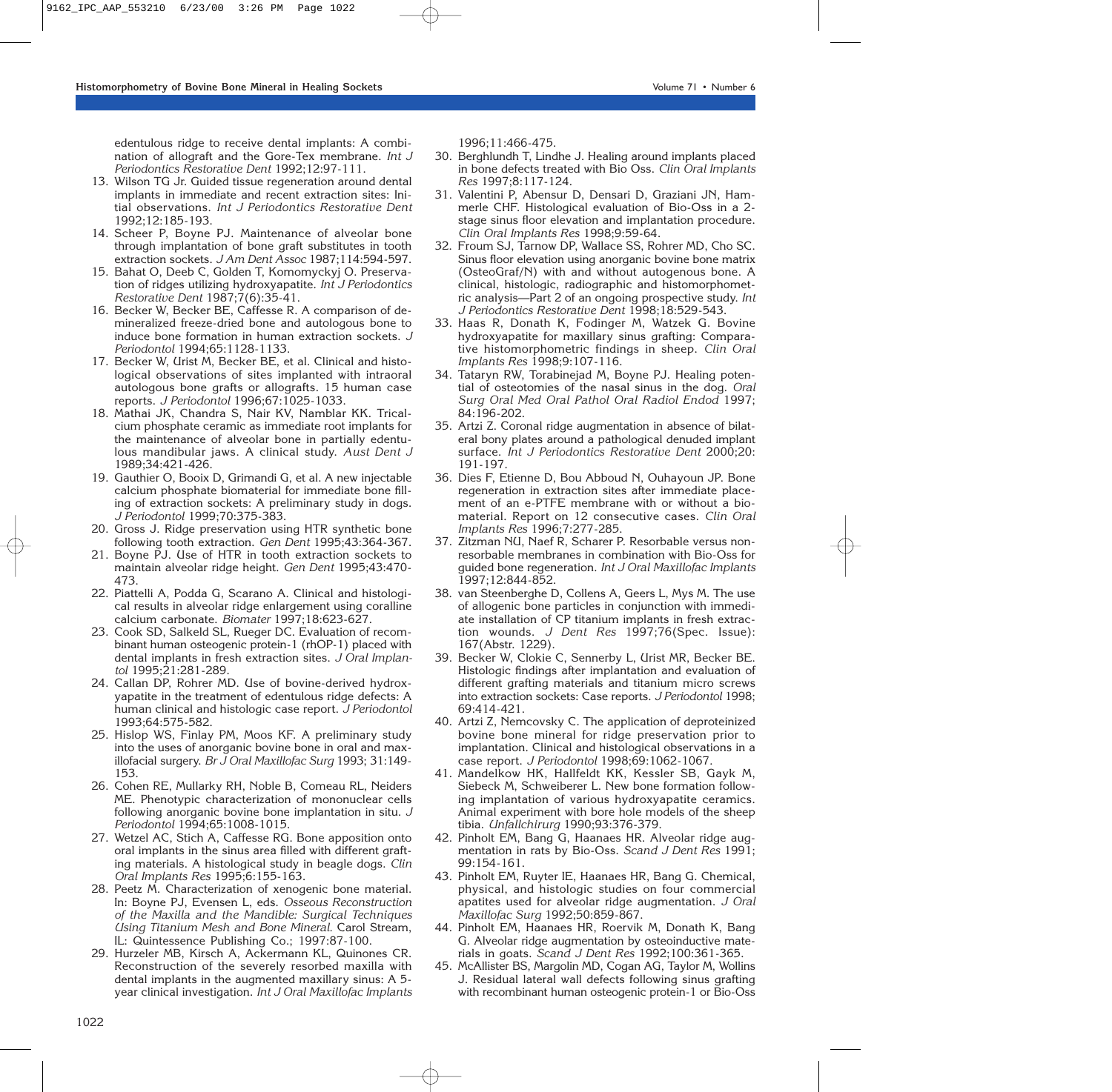edentulous ridge to receive dental implants: A combination of allograft and the Gore-Tex membrane. *Int J Periodontics Restorative Dent* 1992;12:97-111.
13. Wilson TG Jr. Guided tissue regeneration around dental implants in immediate and recent extraction sites: Initial observations. *Int J Periodontics Restorative Dent* 1992;12:185-193.
14. Scheer P, Boyne PJ. Maintenance of alveolar bone through implantation of bone graft substitutes in tooth extraction sockets. *J Am Dent Assoc* 1987;114:594-597.
15. Bahat O, Deeb C, Golden T, Komomyckyj O. Preservation of ridges utilizing hydroxyapatite. *Int J Periodontics Restorative Dent* 1987;7(6):35-41.
16. Becker W, Becker BE, Caffesse R. A comparison of demineralized freeze-dried bone and autologous bone to induce bone formation in human extraction sockets. *J Periodontol* 1994;65:1128-1133.
17. Becker W, Urist M, Becker BE, et al. Clinical and histological observations of sites implanted with intraoral autologous bone grafts or allografts. 15 human case reports. *J Periodontol* 1996;67:1025-1033.
18. Mathai JK, Chandra S, Nair KV, Namblar KK. Tricalcium phosphate ceramic as immediate root implants for the maintenance of alveolar bone in partially edentulous mandibular jaws. A clinical study. *Aust Dent J* 1989;34:421-426.
19. Gauthier O, Booix D, Grimandi G, et al. A new injectable calcium phosphate biomaterial for immediate bone filling of extraction sockets: A preliminary study in dogs. *J Periodontol* 1999;70:375-383.
20. Gross J. Ridge preservation using HTR synthetic bone following tooth extraction. *Gen Dent* 1995;43:364-367.
21. Boyne PJ. Use of HTR in tooth extraction sockets to maintain alveolar ridge height. *Gen Dent* 1995;43:470-473.
22. Piattelli A, Podda G, Scarano A. Clinical and histological results in alveolar ridge enlargement using coralline calcium carbonate. *Biomater* 1997;18:623-627.
23. Cook SD, Salkeld SL, Rueger DC. Evaluation of recombinant human osteogenic protein-1 (rhOP-1) placed with dental implants in fresh extraction sites. *J Oral Implantol* 1995;21:281-289.
24. Callan DP, Rohrer MD. Use of bovine-derived hydroxyapatite in the treatment of edentulous ridge defects: A human clinical and histologic case report. *J Periodontol* 1993;64:575-582.
25. Hislop WS, Finlay PM, Moos KF. A preliminary study into the uses of anorganic bovine bone in oral and maxillofacial surgery. *Br J Oral Maxillofac Surg* 1993; 31:149-153.
26. Cohen RE, Mullarky RH, Noble B, Comeau RL, Neiders ME. Phenotypic characterization of mononuclear cells following anorganic bovine bone implantation in situ. *J Periodontol* 1994;65:1008-1015.
27. Wetzel AC, Stich A, Caffesse RG. Bone apposition onto oral implants in the sinus area filled with different grafting materials. A histological study in beagle dogs. *Clin Oral Implants Res* 1995;6:155-163.
28. Peetz M. Characterization of xenogenic bone material. In: Boyne PJ, Evensen L, eds. *Osseous Reconstruction of the Maxilla and the Mandible: Surgical Techniques Using Titanium Mesh and Bone Mineral.* Carol Stream, IL: Quintessence Publishing Co.; 1997:87-100.
29. Hurzeler MB, Kirsch A, Ackermann KL, Quinones CR. Reconstruction of the severely resorbed maxilla with dental implants in the augmented maxillary sinus: A 5-year clinical investigation. *Int J Oral Maxillofac Implants* 1996;11:466-475.
30. Berghlundh T, Lindhe J. Healing around implants placed in bone defects treated with Bio Oss. *Clin Oral Implants Res* 1997;8:117-124.
31. Valentini P, Abensur D, Densari D, Graziani JN, Hammerle CHF. Histological evaluation of Bio-Oss in a 2-stage sinus floor elevation and implantation procedure. *Clin Oral Implants Res* 1998;9:59-64.
32. Froum SJ, Tarnow DP, Wallace SS, Rohrer MD, Cho SC. Sinus floor elevation using anorganic bovine bone matrix (OsteoGraf/N) with and without autogenous bone. A clinical, histologic, radiographic and histomorphometric analysis—Part 2 of an ongoing prospective study. *Int J Periodontics Restorative Dent* 1998;18:529-543.
33. Haas R, Donath K, Fodinger M, Watzek G. Bovine hydroxyapatite for maxillary sinus grafting: Comparative histomorphometric findings in sheep. *Clin Oral Implants Res* 1998;9:107-116.
34. Tataryn RW, Torabinejad M, Boyne PJ. Healing potential of osteotomies of the nasal sinus in the dog. *Oral Surg Oral Med Oral Pathol Oral Radiol Endod* 1997; 84:196-202.
35. Artzi Z. Coronal ridge augmentation in absence of bilateral bony plates around a pathological denuded implant surface. *Int J Periodontics Restorative Dent* 2000;20: 191-197.
36. Dies F, Etienne D, Bou Abboud N, Ouhayoun JP. Bone regeneration in extraction sites after immediate placement of an e-PTFE membrane with or without a biomaterial. Report on 12 consecutive cases. *Clin Oral Implants Res* 1996;7:277-285.
37. Zitzman NU, Naef R, Scharer P. Resorbable versus nonresorbable membranes in combination with Bio-Oss for guided bone regeneration. *Int J Oral Maxillofac Implants* 1997;12:844-852.
38. van Steenberghe D, Collens A, Geers L, Mys M. The use of allogenic bone particles in conjunction with immediate installation of CP titanium implants in fresh extraction wounds. *J Dent Res* 1997;76(Spec. Issue): 167(Abstr. 1229).
39. Becker W, Clokie C, Sennerby L, Urist MR, Becker BE. Histologic findings after implantation and evaluation of different grafting materials and titanium micro screws into extraction sockets: Case reports. *J Periodontol* 1998; 69:414-421.
40. Artzi Z, Nemcovsky C. The application of deproteinized bovine bone mineral for ridge preservation prior to implantation. Clinical and histological observations in a case report. *J Periodontol* 1998;69:1062-1067.
41. Mandelkow HK, Hallfeldt KK, Kessler SB, Gayk M, Siebeck M, Schweiberer L. New bone formation following implantation of various hydroxyapatite ceramics. Animal experiment with bore hole models of the sheep tibia. *Unfallchirurg* 1990;93:376-379.
42. Pinholt EM, Bang G, Haanaes HR. Alveolar ridge augmentation in rats by Bio-Oss. *Scand J Dent Res* 1991; 99:154-161.
43. Pinholt EM, Ruyter IE, Haanaes HR, Bang G. Chemical, physical, and histologic studies on four commercial apatites used for alveolar ridge augmentation. *J Oral Maxillofac Surg* 1992;50:859-867.
44. Pinholt EM, Haanaes HR, Roervik M, Donath K, Bang G. Alveolar ridge augmentation by osteoinductive materials in goats. *Scand J Dent Res* 1992;100:361-365.
45. McAllister BS, Margolin MD, Cogan AG, Taylor M, Wollins J. Residual lateral wall defects following sinus grafting with recombinant human osteogenic protein-1 or Bio-Oss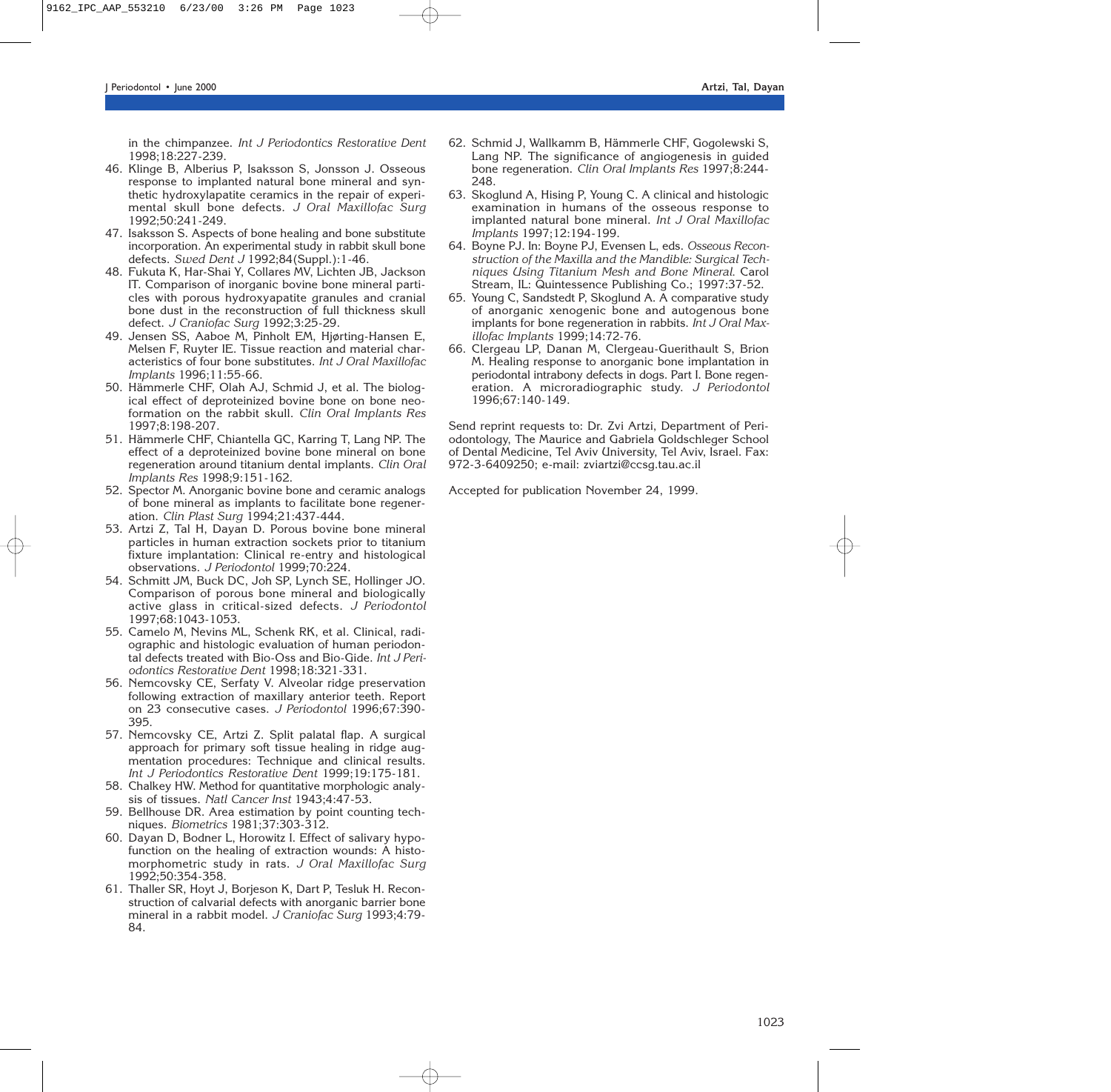in the chimpanzee. *Int J Periodontics Restorative Dent* 1998;18:227-239.

46. Klinge B, Alberius P, Isaksson S, Jonsson J. Osseous response to implanted natural bone mineral and synthetic hydroxylapatite ceramics in the repair of experimental skull bone defects. *J Oral Maxillofac Surg* 1992;50:241-249.
47. Isaksson S. Aspects of bone healing and bone substitute incorporation. An experimental study in rabbit skull bone defects. *Swed Dent J* 1992;84(Suppl.):1-46.
48. Fukuta K, Har-Shai Y, Collares MV, Lichten JB, Jackson IT. Comparison of inorganic bovine bone mineral particles with porous hydroxyapatite granules and cranial bone dust in the reconstruction of full thickness skull defect. *J Craniofac Surg* 1992;3:25-29.
49. Jensen SS, Aaboe M, Pinholt EM, Hjørting-Hansen E, Melsen F, Ruyter IE. Tissue reaction and material characteristics of four bone substitutes. *Int J Oral Maxillofac Implants* 1996;11:55-66.
50. Hämmerle CHF, Olah AJ, Schmid J, et al. The biological effect of deproteinized bovine bone on bone neoformation on the rabbit skull. *Clin Oral Implants Res* 1997;8:198-207.
51. Hämmerle CHF, Chiantella GC, Karring T, Lang NP. The effect of a deproteinized bovine bone mineral on bone regeneration around titanium dental implants. *Clin Oral Implants Res* 1998;9:151-162.
52. Spector M. Anorganic bovine bone and ceramic analogs of bone mineral as implants to facilitate bone regeneration. *Clin Plast Surg* 1994;21:437-444.
53. Artzi Z, Tal H, Dayan D. Porous bovine bone mineral particles in human extraction sockets prior to titanium fixture implantation: Clinical re-entry and histological observations. *J Periodontol* 1999;70:224.
54. Schmitt JM, Buck DC, Joh SP, Lynch SE, Hollinger JO. Comparison of porous bone mineral and biologically active glass in critical-sized defects. *J Periodontol* 1997;68:1043-1053.
55. Camelo M, Nevins ML, Schenk RK, et al. Clinical, radiographic and histologic evaluation of human periodontal defects treated with Bio-Oss and Bio-Gide. *Int J Periodontics Restorative Dent* 1998;18:321-331.
56. Nemcovsky CE, Serfaty V. Alveolar ridge preservation following extraction of maxillary anterior teeth. Report on 23 consecutive cases. *J Periodontol* 1996;67:390-395.
57. Nemcovsky CE, Artzi Z. Split palatal flap. A surgical approach for primary soft tissue healing in ridge augmentation procedures: Technique and clinical results. *Int J Periodontics Restorative Dent* 1999;19:175-181.
58. Chalkey HW. Method for quantitative morphologic analysis of tissues. *Natl Cancer Inst* 1943;4:47-53.
59. Bellhouse DR. Area estimation by point counting techniques. *Biometrics* 1981;37:303-312.
60. Dayan D, Bodner L, Horowitz I. Effect of salivary hypofunction on the healing of extraction wounds: A histomorphometric study in rats. *J Oral Maxillofac Surg* 1992;50:354-358.
61. Thaller SR, Hoyt J, Borjeson K, Dart P, Tesluk H. Reconstruction of calvarial defects with anorganic barrier bone mineral in a rabbit model. *J Craniofac Surg* 1993;4:79-84.
62. Schmid J, Wallkamm B, Hämmerle CHF, Gogolewski S, Lang NP. The significance of angiogenesis in guided bone regeneration. *Clin Oral Implants Res* 1997;8:244-248.
63. Skoglund A, Hising P, Young C. A clinical and histologic examination in humans of the osseous response to implanted natural bone mineral. *Int J Oral Maxillofac Implants* 1997;12:194-199.
64. Boyne PJ. In: Boyne PJ, Evensen L, eds. *Osseous Reconstruction of the Maxilla and the Mandible: Surgical Techniques Using Titanium Mesh and Bone Mineral.* Carol Stream, IL: Quintessence Publishing Co.; 1997:37-52.
65. Young C, Sandstedt P, Skoglund A. A comparative study of anorganic xenogenic bone and autogenous bone implants for bone regeneration in rabbits. *Int J Oral Maxillofac Implants* 1999;14:72-76.
66. Clergeau LP, Danan M, Clergeau-Guerithault S, Brion M. Healing response to anorganic bone implantation in periodontal intrabony defects in dogs. Part I. Bone regeneration. A microradiographic study. *J Periodontol* 1996;67:140-149.

Send reprint requests to: Dr. Zvi Artzi, Department of Periodontology, The Maurice and Gabriela Goldschleger School of Dental Medicine, Tel Aviv University, Tel Aviv, Israel. Fax: 972-3-6409250; e-mail: zviartzi@ccsg.tau.ac.il

Accepted for publication November 24, 1999.